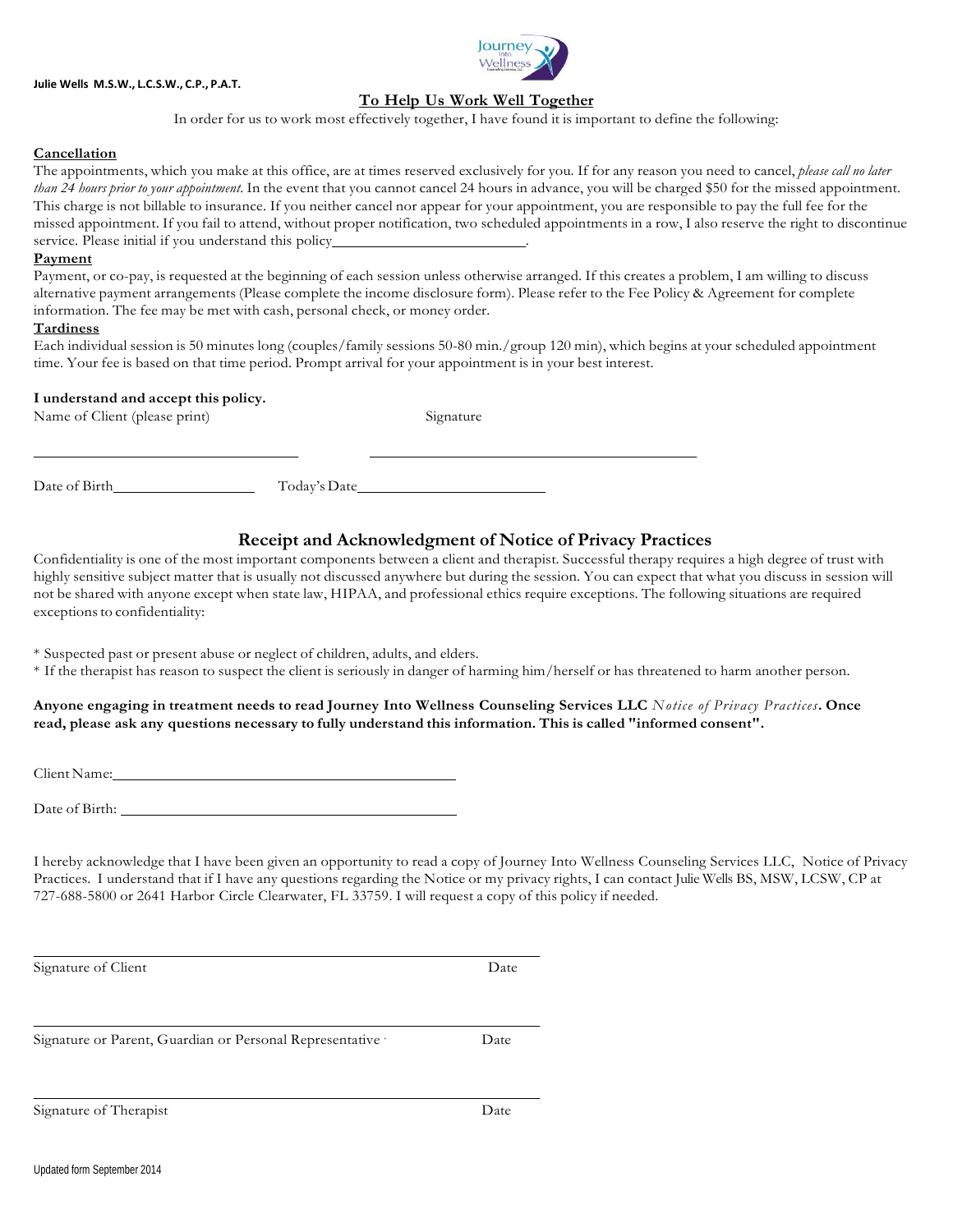Julie Wells M.S.W., L.C.S.W., C.P., P.A.T.

## To Help Us Work Well Together

In order for us to work most effectively together, I have found it is important to define the following:

**Cancellation**

The appointments, which you make at this office, are at times reserved exclusively for you. If for any reason you need to cancel, *please call no later than 24 hours prior to your appointment*. In the event that you cannot cancel 24 hours in advance, you will be charged $50 for the missed appointment. This charge is not billable to insurance. If you neither cancel nor appear for your appointment, you are responsible to pay the full fee for the missed appointment. If you fail to attend, without proper notification, two scheduled appointments in a row, I also reserve the right to discontinue service. Please initial if you understand this policy__________________________.

**Payment**

Payment, or co-pay, is requested at the beginning of each session unless otherwise arranged. If this creates a problem, I am willing to discuss alternative payment arrangements (Please complete the income disclosure form). Please refer to the Fee Policy & Agreement for complete information. The fee may be met with cash, personal check, or money order.

**Tardiness**

Each individual session is 50 minutes long (couples/family sessions 50-80 min./group 120 min), which begins at your scheduled appointment time. Your fee is based on that time period. Prompt arrival for your appointment is in your best interest.

**I understand and accept this policy.**

Name of Client (please print) ____________________ Signature ____________________

Date of Birth__________________ Today's Date________________________

## Receipt and Acknowledgment of Notice of Privacy Practices

Confidentiality is one of the most important components between a client and therapist. Successful therapy requires a high degree of trust with highly sensitive subject matter that is usually not discussed anywhere but during the session. You can expect that what you discuss in session will not be shared with anyone except when state law, HIPAA, and professional ethics require exceptions. The following situations are required exceptions to confidentiality:

* Suspected past or present abuse or neglect of children, adults, and elders.
* If the therapist has reason to suspect the client is seriously in danger of harming him/herself or has threatened to harm another person.

**Anyone engaging in treatment needs to read Journey Into Wellness Counseling Services LLC** *Notice of Privacy Practices*. **Once read, please ask any questions necessary to fully understand this information. This is called "informed consent".**

Client Name:____________________________________________

Date of Birth: ____________________________________________

I hereby acknowledge that I have been given an opportunity to read a copy of Journey Into Wellness Counseling Services LLC, Notice of Privacy Practices. I understand that if I have any questions regarding the Notice or my privacy rights, I can contact Julie Wells BS, MSW, LCSW, CP at 727-688-5800 or 2641 Harbor Circle Clearwater, FL 33759. I will request a copy of this policy if needed.

______________________________________________________

Signature of Client Date

______________________________________________________

Signature or Parent, Guardian or Personal Representative Date

______________________________________________________

Signature of Therapist Date

Updated form September 2014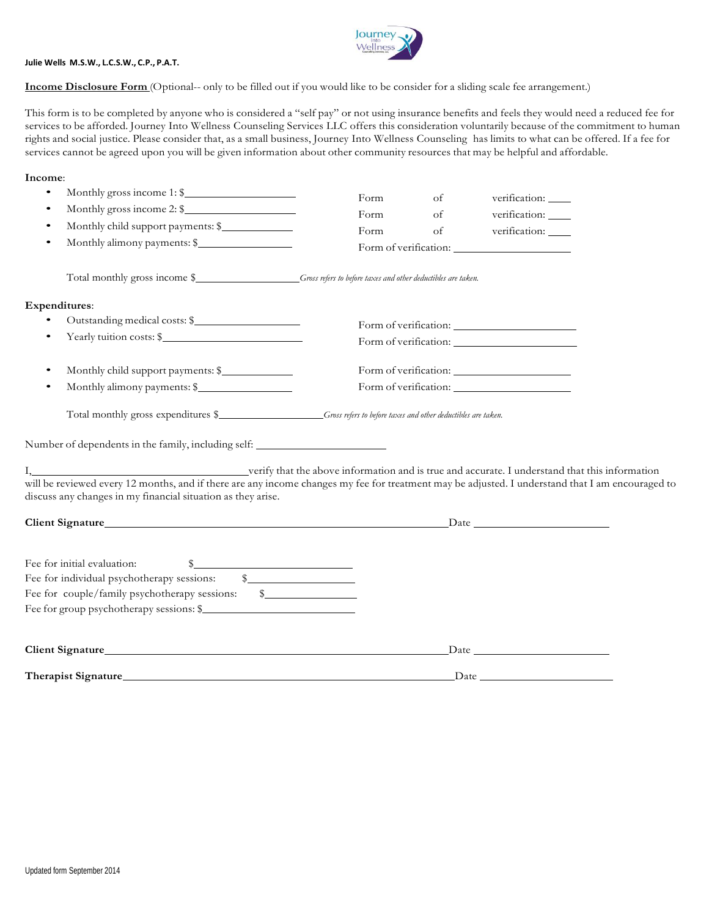**Julie Wells M.S.W., L.C.S.W., C.P., P.A.T.**

**Income Disclosure Form** (Optional-- only to be filled out if you would like to be consider for a sliding scale fee arrangement.)

This form is to be completed by anyone who is considered a "self pay" or not using insurance benefits and feels they would need a reduced fee for services to be afforded. Journey Into Wellness Counseling Services LLC offers this consideration voluntarily because of the commitment to human rights and social justice. Please consider that, as a small business, Journey Into Wellness Counseling has limits to what can be offered. If a fee for services cannot be agreed upon you will be given information about other community resources that may be helpful and affordable.

**Income**:

- Monthly gross income 1: $\_\_\_\_\_\_\_\_\_\_\_\_\_\_\_\_\_\_\_\_ Form of verification: \_\_\_\_
- Monthly gross income 2: $\_\_\_\_\_\_\_\_\_\_\_\_\_\_\_\_\_\_\_\_ Form of verification: \_\_\_\_
- Monthly child support payments: $\_\_\_\_\_\_\_\_\_\_\_\_\_\_ Form of verification: \_\_\_\_
- Monthly alimony payments: $\_\_\_\_\_\_\_\_\_\_\_\_\_\_\_\_\_ Form of verification: \_\_\_\_\_\_\_\_\_\_\_\_\_\_\_\_\_\_\_\_

Total monthly gross income $\_\_\_\_\_\_\_\_\_\_\_\_\_\_\_\_\_\_\_\_ *Gross refers to before taxes and other deductibles are taken.*

**Expenditures**:

- Outstanding medical costs: $\_\_\_\_\_\_\_\_\_\_\_\_\_\_\_\_\_\_\_\_ Form of verification: \_\_\_\_\_\_\_\_\_\_\_\_\_\_\_\_\_\_\_\_
- Yearly tuition costs: $\_\_\_\_\_\_\_\_\_\_\_\_\_\_\_\_\_\_\_\_\_\_\_\_\_ Form of verification: \_\_\_\_\_\_\_\_\_\_\_\_\_\_\_\_\_\_\_\_
- Monthly child support payments: $\_\_\_\_\_\_\_\_\_\_\_\_\_\_ Form of verification: \_\_\_\_\_\_\_\_\_\_\_\_\_\_\_\_\_\_\_\_
- Monthly alimony payments: $\_\_\_\_\_\_\_\_\_\_\_\_\_\_\_\_\_ Form of verification: \_\_\_\_\_\_\_\_\_\_\_\_\_\_\_\_\_\_\_\_

Total monthly gross expenditures $\_\_\_\_\_\_\_\_\_\_\_\_\_\_\_\_\_\_\_\_ *Gross refers to before taxes and other deductibles are taken.*

Number of dependents in the family, including self: \_\_\_\_\_\_\_\_\_\_\_\_\_\_\_\_\_\_\_\_\_\_\_\_

I, \_\_\_\_\_\_\_\_\_\_\_\_\_\_\_\_\_\_\_\_\_\_\_\_\_\_\_\_\_\_\_\_\_\_\_\_\_\_\_\_ verify that the above information and is true and accurate. I understand that this information will be reviewed every 12 months, and if there are any income changes my fee for treatment may be adjusted. I understand that I am encouraged to discuss any changes in my financial situation as they arise.

**Client Signature** \_\_\_\_\_\_\_\_\_\_\_\_\_\_\_\_\_\_\_\_\_\_\_\_\_\_\_\_\_\_\_\_\_\_\_\_\_\_\_\_\_\_\_\_\_\_\_\_\_\_\_\_\_\_\_\_\_\_\_\_\_\_ Date \_\_\_\_\_\_\_\_\_\_\_\_\_\_\_\_\_\_\_\_\_\_\_\_\_\_

Fee for initial evaluation: $\_\_\_\_\_\_\_\_\_\_\_\_\_\_\_\_\_\_\_\_\_\_\_\_\_\_\_\_\_\_

Fee for individual psychotherapy sessions: $\_\_\_\_\_\_\_\_\_\_\_\_\_\_\_\_\_\_\_\_\_

Fee for couple/family psychotherapy sessions: $\_\_\_\_\_\_\_\_\_\_\_\_\_\_\_\_\_\_

Fee for group psychotherapy sessions: $\_\_\_\_\_\_\_\_\_\_\_\_\_\_\_\_\_\_\_\_\_\_\_\_\_\_\_\_\_\_

**Client Signature** \_\_\_\_\_\_\_\_\_\_\_\_\_\_\_\_\_\_\_\_\_\_\_\_\_\_\_\_\_\_\_\_\_\_\_\_\_\_\_\_\_\_\_\_\_\_\_\_\_\_\_\_\_\_\_\_\_\_\_\_\_\_ Date \_\_\_\_\_\_\_\_\_\_\_\_\_\_\_\_\_\_\_\_\_\_\_\_\_\_

**Therapist Signature** \_\_\_\_\_\_\_\_\_\_\_\_\_\_\_\_\_\_\_\_\_\_\_\_\_\_\_\_\_\_\_\_\_\_\_\_\_\_\_\_\_\_\_\_\_\_\_\_\_\_\_\_\_\_\_\_\_\_\_\_ Date \_\_\_\_\_\_\_\_\_\_\_\_\_\_\_\_\_\_\_\_\_\_\_\_\_\_

Updated form September 2014